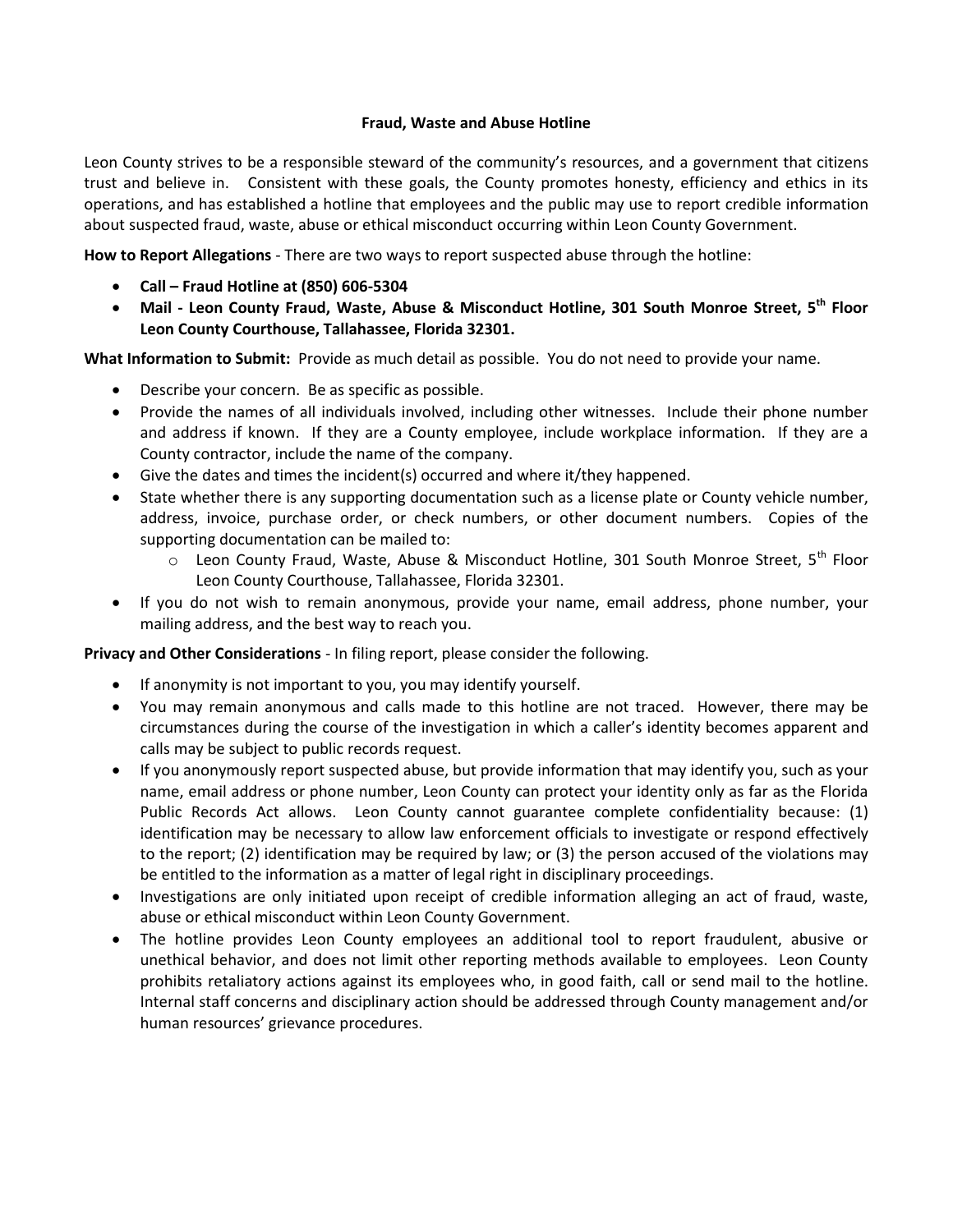# Fraud, Waste and Abuse Hotline

Leon County strives to be a responsible steward of the community's resources, and a government that citizens trust and believe in. Consistent with these goals, the County promotes honesty, efficiency and ethics in its operations, and has established a hotline that employees and the public may use to report credible information about suspected fraud, waste, abuse or ethical misconduct occurring within Leon County Government.

**How to Report Allegations** - There are two ways to report suspected abuse through the hotline:

- **Call – Fraud Hotline at (850) 606-5304**
- **Mail - Leon County Fraud, Waste, Abuse & Misconduct Hotline, 301 South Monroe Street, 5th Floor Leon County Courthouse, Tallahassee, Florida 32301.**

**What Information to Submit:** Provide as much detail as possible. You do not need to provide your name.

- Describe your concern. Be as specific as possible.
- Provide the names of all individuals involved, including other witnesses. Include their phone number and address if known. If they are a County employee, include workplace information. If they are a County contractor, include the name of the company.
- Give the dates and times the incident(s) occurred and where it/they happened.
- State whether there is any supporting documentation such as a license plate or County vehicle number, address, invoice, purchase order, or check numbers, or other document numbers. Copies of the supporting documentation can be mailed to:
  - Leon County Fraud, Waste, Abuse & Misconduct Hotline, 301 South Monroe Street, 5th Floor Leon County Courthouse, Tallahassee, Florida 32301.
- If you do not wish to remain anonymous, provide your name, email address, phone number, your mailing address, and the best way to reach you.

**Privacy and Other Considerations** - In filing report, please consider the following.

- If anonymity is not important to you, you may identify yourself.
- You may remain anonymous and calls made to this hotline are not traced. However, there may be circumstances during the course of the investigation in which a caller's identity becomes apparent and calls may be subject to public records request.
- If you anonymously report suspected abuse, but provide information that may identify you, such as your name, email address or phone number, Leon County can protect your identity only as far as the Florida Public Records Act allows. Leon County cannot guarantee complete confidentiality because: (1) identification may be necessary to allow law enforcement officials to investigate or respond effectively to the report; (2) identification may be required by law; or (3) the person accused of the violations may be entitled to the information as a matter of legal right in disciplinary proceedings.
- Investigations are only initiated upon receipt of credible information alleging an act of fraud, waste, abuse or ethical misconduct within Leon County Government.
- The hotline provides Leon County employees an additional tool to report fraudulent, abusive or unethical behavior, and does not limit other reporting methods available to employees. Leon County prohibits retaliatory actions against its employees who, in good faith, call or send mail to the hotline. Internal staff concerns and disciplinary action should be addressed through County management and/or human resources' grievance procedures.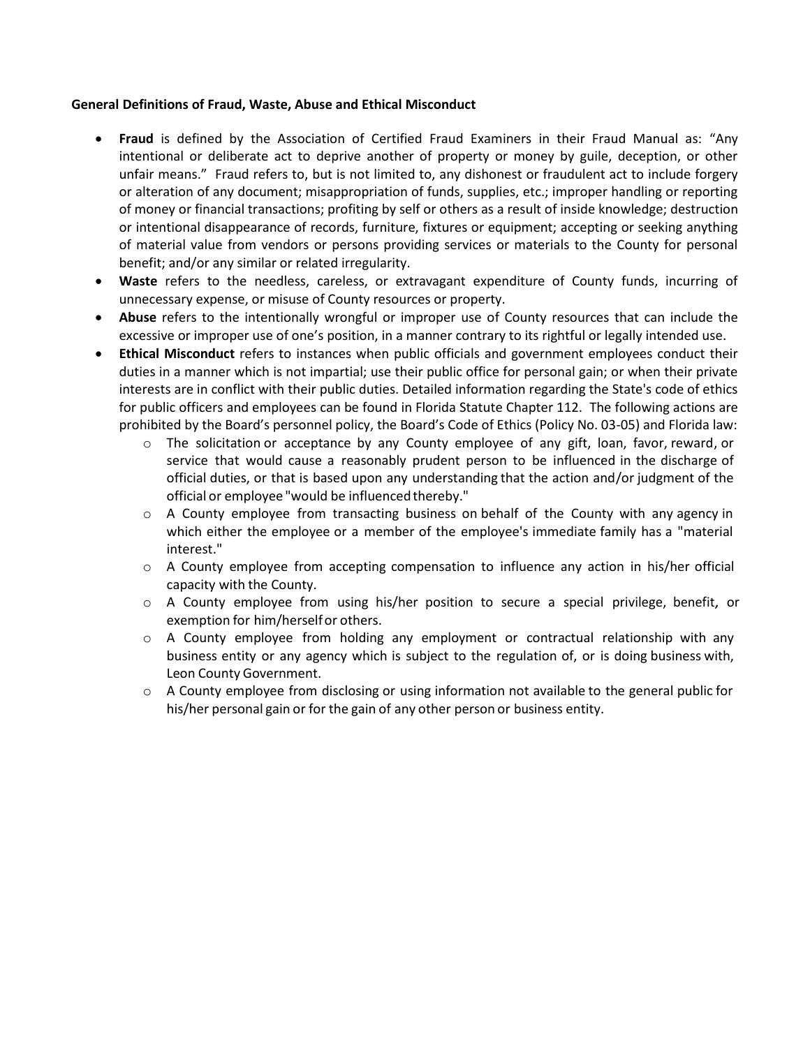**General Definitions of Fraud, Waste, Abuse and Ethical Misconduct**

- **Fraud** is defined by the Association of Certified Fraud Examiners in their Fraud Manual as: "Any intentional or deliberate act to deprive another of property or money by guile, deception, or other unfair means." Fraud refers to, but is not limited to, any dishonest or fraudulent act to include forgery or alteration of any document; misappropriation of funds, supplies, etc.; improper handling or reporting of money or financial transactions; profiting by self or others as a result of inside knowledge; destruction or intentional disappearance of records, furniture, fixtures or equipment; accepting or seeking anything of material value from vendors or persons providing services or materials to the County for personal benefit; and/or any similar or related irregularity.
- **Waste** refers to the needless, careless, or extravagant expenditure of County funds, incurring of unnecessary expense, or misuse of County resources or property.
- **Abuse** refers to the intentionally wrongful or improper use of County resources that can include the excessive or improper use of one's position, in a manner contrary to its rightful or legally intended use.
- **Ethical Misconduct** refers to instances when public officials and government employees conduct their duties in a manner which is not impartial; use their public office for personal gain; or when their private interests are in conflict with their public duties. Detailed information regarding the State's code of ethics for public officers and employees can be found in Florida Statute Chapter 112. The following actions are prohibited by the Board's personnel policy, the Board's Code of Ethics (Policy No. 03-05) and Florida law:
  - The solicitation or acceptance by any County employee of any gift, loan, favor, reward, or service that would cause a reasonably prudent person to be influenced in the discharge of official duties, or that is based upon any understanding that the action and/or judgment of the official or employee "would be influenced thereby."
  - A County employee from transacting business on behalf of the County with any agency in which either the employee or a member of the employee's immediate family has a "material interest."
  - A County employee from accepting compensation to influence any action in his/her official capacity with the County.
  - A County employee from using his/her position to secure a special privilege, benefit, or exemption for him/herself or others.
  - A County employee from holding any employment or contractual relationship with any business entity or any agency which is subject to the regulation of, or is doing business with, Leon County Government.
  - A County employee from disclosing or using information not available to the general public for his/her personal gain or for the gain of any other person or business entity.